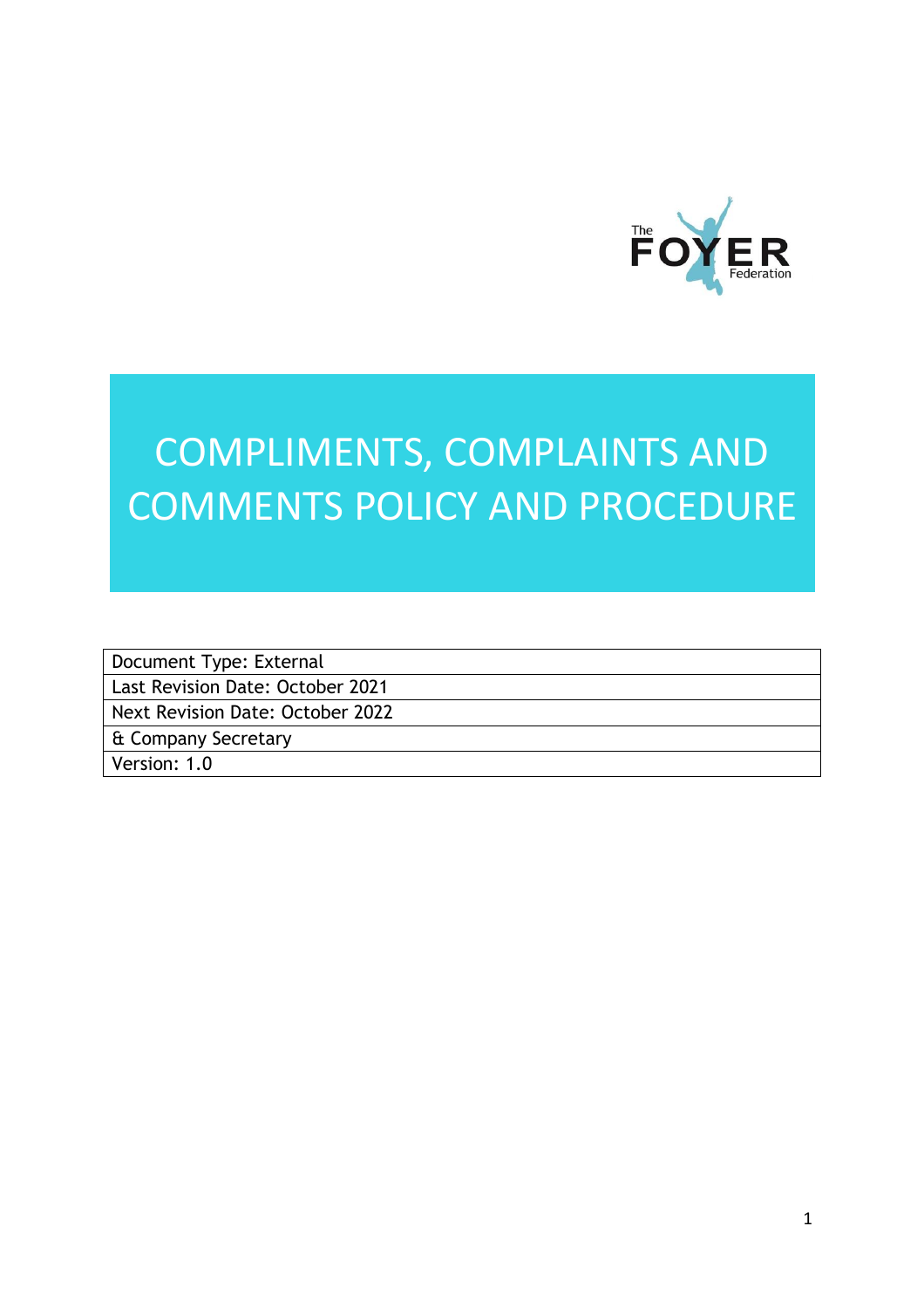The FOYER Federation

# COMPLIMENTS, COMPLAINTS AND COMMENTS POLICY AND PROCEDURE

| Document Type: External |
|---|
| Last Revision Date: October 2021 |
| Next Revision Date: October 2022 |
| & Company Secretary |
| Version: 1.0 |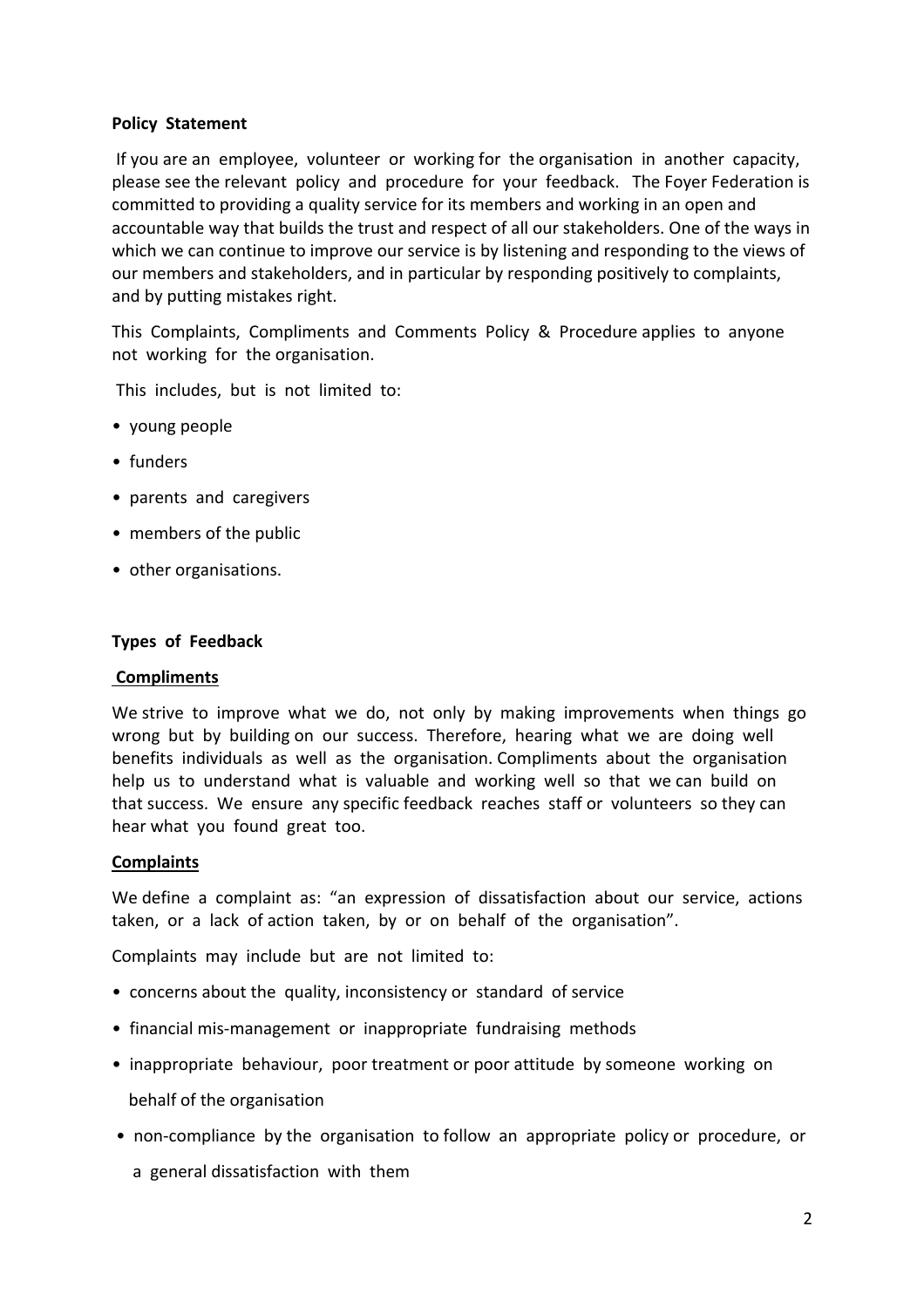**Policy Statement**

If you are an employee, volunteer or working for the organisation in another capacity, please see the relevant policy and procedure for your feedback. The Foyer Federation is committed to providing a quality service for its members and working in an open and accountable way that builds the trust and respect of all our stakeholders. One of the ways in which we can continue to improve our service is by listening and responding to the views of our members and stakeholders, and in particular by responding positively to complaints, and by putting mistakes right.

This Complaints, Compliments and Comments Policy & Procedure applies to anyone not working for the organisation.

This includes, but is not limited to:

- young people
- funders
- parents and caregivers
- members of the public
- other organisations.

**Types of Feedback**

**Compliments**

We strive to improve what we do, not only by making improvements when things go wrong but by building on our success. Therefore, hearing what we are doing well benefits individuals as well as the organisation. Compliments about the organisation help us to understand what is valuable and working well so that we can build on that success. We ensure any specific feedback reaches staff or volunteers so they can hear what you found great too.

**Complaints**

We define a complaint as: "an expression of dissatisfaction about our service, actions taken, or a lack of action taken, by or on behalf of the organisation".

Complaints may include but are not limited to:

- concerns about the quality, inconsistency or standard of service
- financial mis-management or inappropriate fundraising methods
- inappropriate behaviour, poor treatment or poor attitude by someone working on behalf of the organisation
- non-compliance by the organisation to follow an appropriate policy or procedure, or a general dissatisfaction with them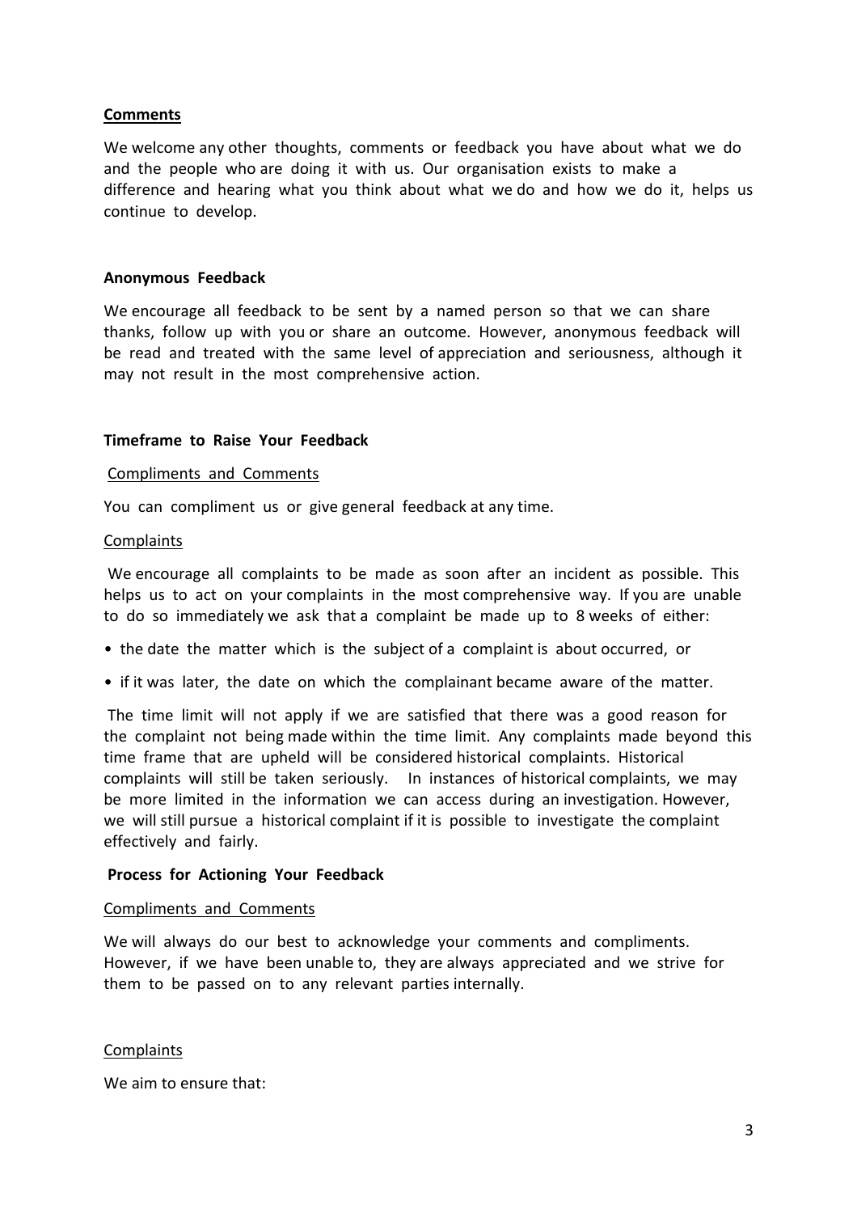## Comments

We welcome any other thoughts, comments or feedback you have about what we do and the people who are doing it with us. Our organisation exists to make a difference and hearing what you think about what we do and how we do it, helps us continue to develop.

### Anonymous Feedback

We encourage all feedback to be sent by a named person so that we can share thanks, follow up with you or share an outcome. However, anonymous feedback will be read and treated with the same level of appreciation and seriousness, although it may not result in the most comprehensive action.

### Timeframe to Raise Your Feedback

Compliments and Comments

You can compliment us or give general feedback at any time.

Complaints

We encourage all complaints to be made as soon after an incident as possible. This helps us to act on your complaints in the most comprehensive way. If you are unable to do so immediately we ask that a complaint be made up to 8 weeks of either:

- the date the matter which is the subject of a complaint is about occurred, or
- if it was later, the date on which the complainant became aware of the matter.

The time limit will not apply if we are satisfied that there was a good reason for the complaint not being made within the time limit. Any complaints made beyond this time frame that are upheld will be considered historical complaints. Historical complaints will still be taken seriously. In instances of historical complaints, we may be more limited in the information we can access during an investigation. However, we will still pursue a historical complaint if it is possible to investigate the complaint effectively and fairly.

### Process for Actioning Your Feedback

Compliments and Comments

We will always do our best to acknowledge your comments and compliments. However, if we have been unable to, they are always appreciated and we strive for them to be passed on to any relevant parties internally.

Complaints

We aim to ensure that: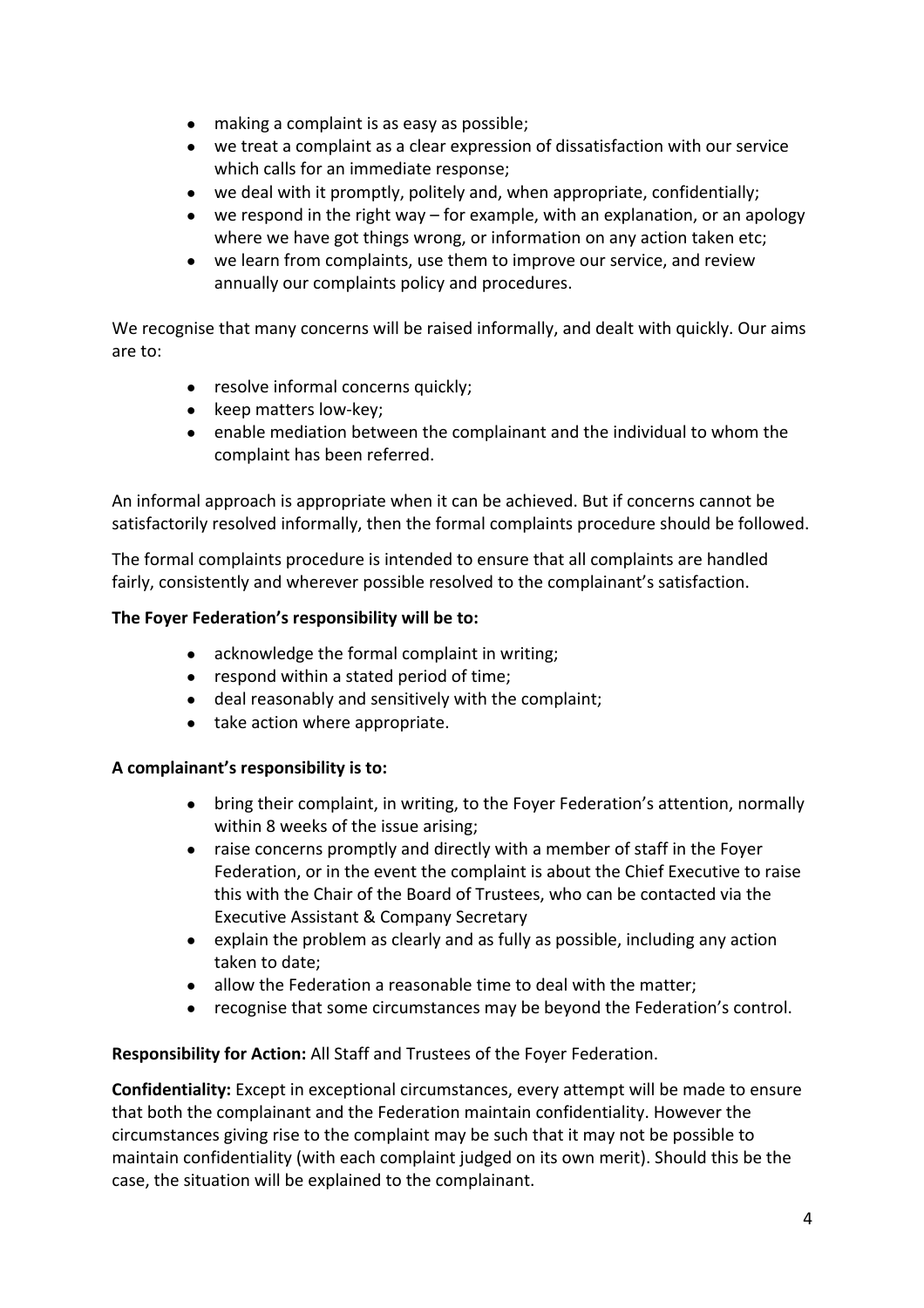- making a complaint is as easy as possible;
- we treat a complaint as a clear expression of dissatisfaction with our service which calls for an immediate response;
- we deal with it promptly, politely and, when appropriate, confidentially;
- we respond in the right way – for example, with an explanation, or an apology where we have got things wrong, or information on any action taken etc;
- we learn from complaints, use them to improve our service, and review annually our complaints policy and procedures.

We recognise that many concerns will be raised informally, and dealt with quickly. Our aims are to:

- resolve informal concerns quickly;
- keep matters low-key;
- enable mediation between the complainant and the individual to whom the complaint has been referred.

An informal approach is appropriate when it can be achieved. But if concerns cannot be satisfactorily resolved informally, then the formal complaints procedure should be followed.

The formal complaints procedure is intended to ensure that all complaints are handled fairly, consistently and wherever possible resolved to the complainant's satisfaction.

**The Foyer Federation's responsibility will be to:**

- acknowledge the formal complaint in writing;
- respond within a stated period of time;
- deal reasonably and sensitively with the complaint;
- take action where appropriate.

**A complainant's responsibility is to:**

- bring their complaint, in writing, to the Foyer Federation's attention, normally within 8 weeks of the issue arising;
- raise concerns promptly and directly with a member of staff in the Foyer Federation, or in the event the complaint is about the Chief Executive to raise this with the Chair of the Board of Trustees, who can be contacted via the Executive Assistant & Company Secretary
- explain the problem as clearly and as fully as possible, including any action taken to date;
- allow the Federation a reasonable time to deal with the matter;
- recognise that some circumstances may be beyond the Federation's control.

**Responsibility for Action:** All Staff and Trustees of the Foyer Federation.

**Confidentiality:** Except in exceptional circumstances, every attempt will be made to ensure that both the complainant and the Federation maintain confidentiality. However the circumstances giving rise to the complaint may be such that it may not be possible to maintain confidentiality (with each complaint judged on its own merit). Should this be the case, the situation will be explained to the complainant.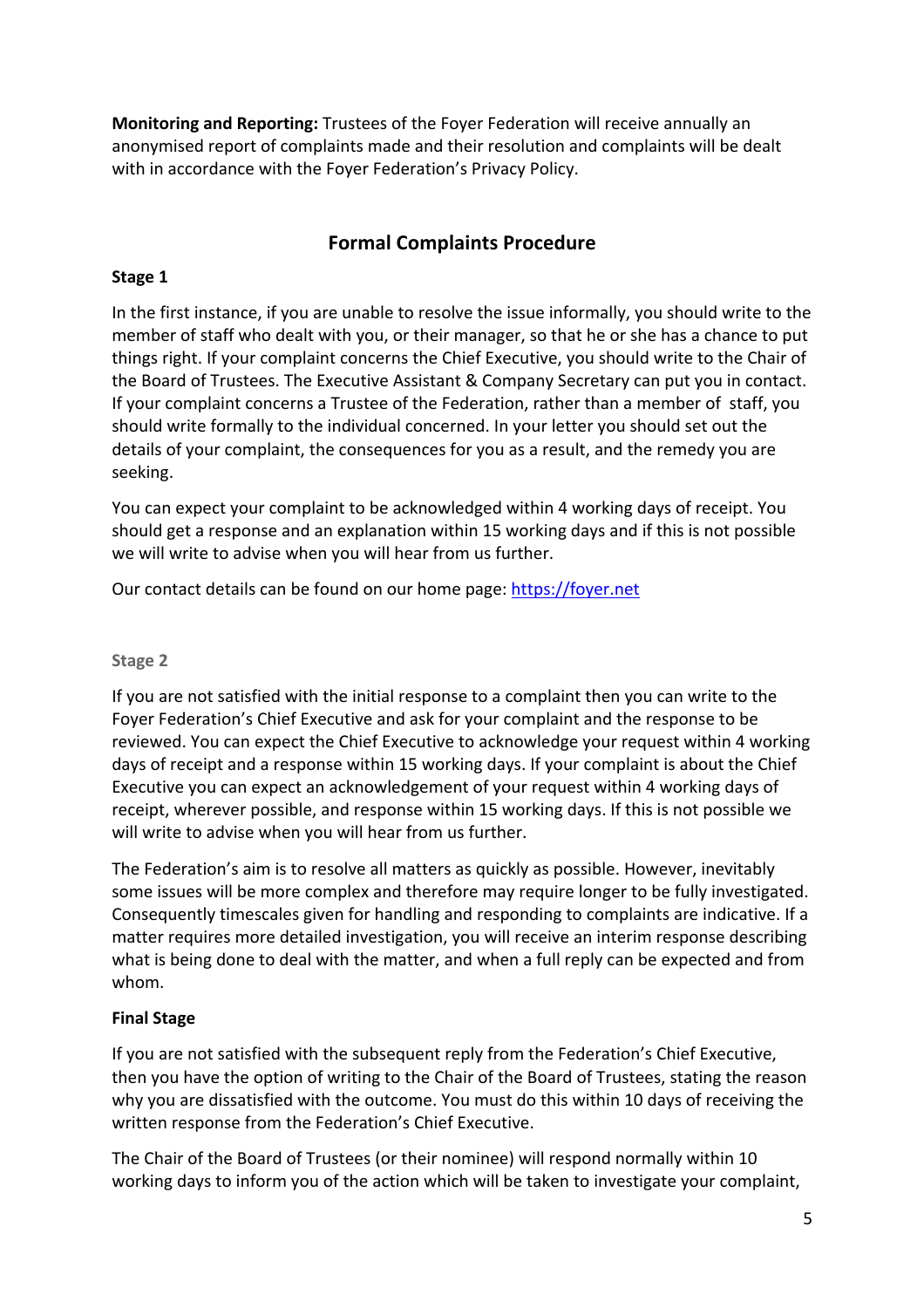**Monitoring and Reporting:** Trustees of the Foyer Federation will receive annually an anonymised report of complaints made and their resolution and complaints will be dealt with in accordance with the Foyer Federation's Privacy Policy.

## Formal Complaints Procedure

**Stage 1**

In the first instance, if you are unable to resolve the issue informally, you should write to the member of staff who dealt with you, or their manager, so that he or she has a chance to put things right. If your complaint concerns the Chief Executive, you should write to the Chair of the Board of Trustees. The Executive Assistant & Company Secretary can put you in contact. If your complaint concerns a Trustee of the Federation, rather than a member of staff, you should write formally to the individual concerned. In your letter you should set out the details of your complaint, the consequences for you as a result, and the remedy you are seeking.

You can expect your complaint to be acknowledged within 4 working days of receipt. You should get a response and an explanation within 15 working days and if this is not possible we will write to advise when you will hear from us further.

Our contact details can be found on our home page: https://foyer.net

**Stage 2**

If you are not satisfied with the initial response to a complaint then you can write to the Foyer Federation's Chief Executive and ask for your complaint and the response to be reviewed. You can expect the Chief Executive to acknowledge your request within 4 working days of receipt and a response within 15 working days. If your complaint is about the Chief Executive you can expect an acknowledgement of your request within 4 working days of receipt, wherever possible, and response within 15 working days. If this is not possible we will write to advise when you will hear from us further.

The Federation's aim is to resolve all matters as quickly as possible. However, inevitably some issues will be more complex and therefore may require longer to be fully investigated. Consequently timescales given for handling and responding to complaints are indicative. If a matter requires more detailed investigation, you will receive an interim response describing what is being done to deal with the matter, and when a full reply can be expected and from whom.

**Final Stage**

If you are not satisfied with the subsequent reply from the Federation's Chief Executive, then you have the option of writing to the Chair of the Board of Trustees, stating the reason why you are dissatisfied with the outcome. You must do this within 10 days of receiving the written response from the Federation's Chief Executive.

The Chair of the Board of Trustees (or their nominee) will respond normally within 10 working days to inform you of the action which will be taken to investigate your complaint,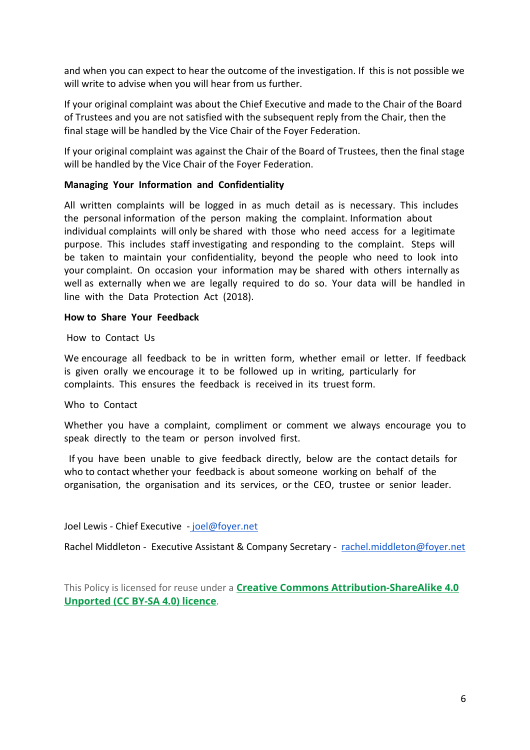and when you can expect to hear the outcome of the investigation. If this is not possible we will write to advise when you will hear from us further.

If your original complaint was about the Chief Executive and made to the Chair of the Board of Trustees and you are not satisfied with the subsequent reply from the Chair, then the final stage will be handled by the Vice Chair of the Foyer Federation.

If your original complaint was against the Chair of the Board of Trustees, then the final stage will be handled by the Vice Chair of the Foyer Federation.

**Managing Your Information and Confidentiality**

All written complaints will be logged in as much detail as is necessary. This includes the personal information of the person making the complaint. Information about individual complaints will only be shared with those who need access for a legitimate purpose. This includes staff investigating and responding to the complaint. Steps will be taken to maintain your confidentiality, beyond the people who need to look into your complaint. On occasion your information may be shared with others internally as well as externally when we are legally required to do so. Your data will be handled in line with the Data Protection Act (2018).

**How to Share Your Feedback**

How to Contact Us

We encourage all feedback to be in written form, whether email or letter. If feedback is given orally we encourage it to be followed up in writing, particularly for complaints. This ensures the feedback is received in its truest form.

Who to Contact

Whether you have a complaint, compliment or comment we always encourage you to speak directly to the team or person involved first.

If you have been unable to give feedback directly, below are the contact details for who to contact whether your feedback is about someone working on behalf of the organisation, the organisation and its services, or the CEO, trustee or senior leader.

Joel Lewis - Chief Executive - joel@foyer.net

Rachel Middleton - Executive Assistant & Company Secretary - rachel.middleton@foyer.net

This Policy is licensed for reuse under a **Creative Commons Attribution-ShareAlike 4.0 Unported (CC BY-SA 4.0) licence**.